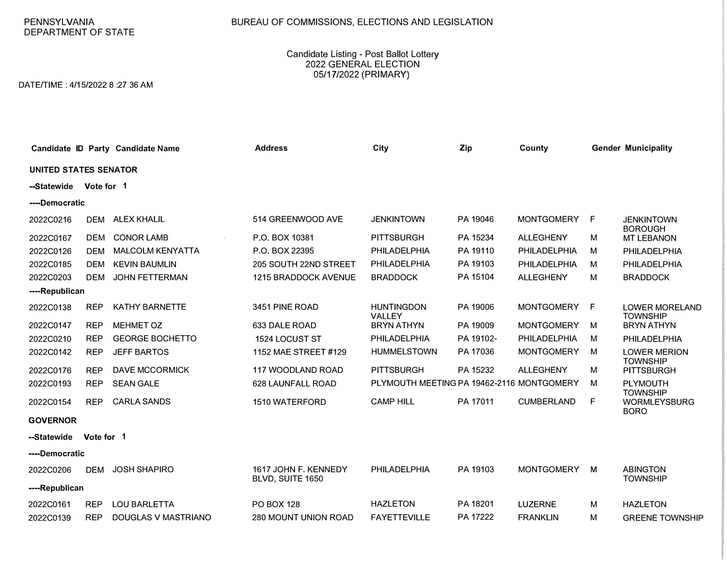PENNSYLVANIA
DEPARTMENT OF STATE

BUREAU OF COMMISSIONS, ELECTIONS AND LEGISLATION

Candidate Listing - Post Ballot Lottery
2022 GENERAL ELECTION
05/17/2022 (PRIMARY)

DATE/TIME : 4/15/2022 8 :27:36 AM

| Candidate ID | Party | Candidate Name | Address | City | Zip | County | Gender | Municipality |
|---|---|---|---|---|---|---|---|---|
| **UNITED STATES SENATOR** | | | | | | | | |
| **--Statewide Vote for 1** | | | | | | | | |
| **----Democratic** | | | | | | | | |
| 2022C0216 | DEM | ALEX KHALIL | 514 GREENWOOD AVE | JENKINTOWN | PA 19046 | MONTGOMERY | F | JENKINTOWN BOROUGH |
| 2022C0167 | DEM | CONOR LAMB | P.O. BOX 10381 | PITTSBURGH | PA 15234 | ALLEGHENY | M | MT LEBANON |
| 2022C0126 | DEM | MALCOLM KENYATTA | P.O. BOX 22395 | PHILADELPHIA | PA 19110 | PHILADELPHIA | M | PHILADELPHIA |
| 2022C0185 | DEM | KEVIN BAUMLIN | 205 SOUTH 22ND STREET | PHILADELPHIA | PA 19103 | PHILADELPHIA | M | PHILADELPHIA |
| 2022C0203 | DEM | JOHN FETTERMAN | 1215 BRADDOCK AVENUE | BRADDOCK | PA 15104 | ALLEGHENY | M | BRADDOCK |
| **----Republican** | | | | | | | | |
| 2022C0138 | REP | KATHY BARNETTE | 3451 PINE ROAD | HUNTINGDON VALLEY | PA 19006 | MONTGOMERY | F | LOWER MORELAND TOWNSHIP |
| 2022C0147 | REP | MEHMET OZ | 633 DALE ROAD | BRYN ATHYN | PA 19009 | MONTGOMERY | M | BRYN ATHYN |
| 2022C0210 | REP | GEORGE BOCHETTO | 1524 LOCUST ST | PHILADELPHIA | PA 19102- | PHILADELPHIA | M | PHILADELPHIA |
| 2022C0142 | REP | JEFF BARTOS | 1152 MAE STREET #129 | HUMMELSTOWN | PA 17036 | MONTGOMERY | M | LOWER MERION TOWNSHIP |
| 2022C0176 | REP | DAVE MCCORMICK | 117 WOODLAND ROAD | PITTSBURGH | PA 15232 | ALLEGHENY | M | PITTSBURGH |
| 2022C0193 | REP | SEAN GALE | 628 LAUNFALL ROAD | PLYMOUTH MEETING | PA 19462-2116 | MONTGOMERY | M | PLYMOUTH TOWNSHIP |
| 2022C0154 | REP | CARLA SANDS | 1510 WATERFORD | CAMP HILL | PA 17011 | CUMBERLAND | F | WORMLEYSBURG BORO |
| **GOVERNOR** | | | | | | | | |
| **--Statewide Vote for 1** | | | | | | | | |
| **----Democratic** | | | | | | | | |
| 2022C0206 | DEM | JOSH SHAPIRO | 1617 JOHN F. KENNEDY BLVD, SUITE 1650 | PHILADELPHIA | PA 19103 | MONTGOMERY | M | ABINGTON TOWNSHIP |
| **----Republican** | | | | | | | | |
| 2022C0161 | REP | LOU BARLETTA | PO BOX 128 | HAZLETON | PA 18201 | LUZERNE | M | HAZLETON |
| 2022C0139 | REP | DOUGLAS V MASTRIANO | 280 MOUNT UNION ROAD | FAYETTEVILLE | PA 17222 | FRANKLIN | M | GREENE TOWNSHIP |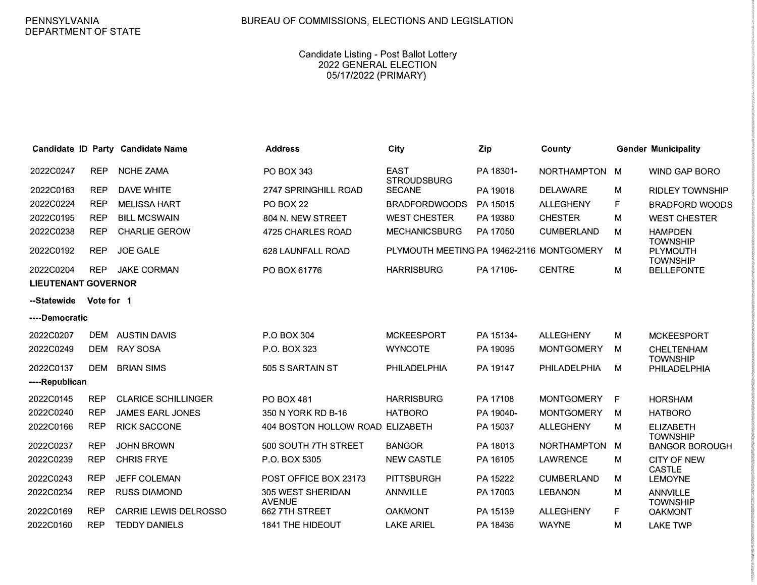PENNSYLVANIA DEPARTMENT OF STATE

BUREAU OF COMMISSIONS, ELECTIONS AND LEGISLATION

Candidate Listing - Post Ballot Lottery
2022 GENERAL ELECTION
05/17/2022 (PRIMARY)

| Candidate ID | Party | Candidate Name | Address | City | Zip | County | Gender | Municipality |
|---|---|---|---|---|---|---|---|---|
| 2022C0247 | REP | NCHE ZAMA | PO BOX 343 | EAST STROUDSBURG | PA 18301- | NORTHAMPTON | M | WIND GAP BORO |
| 2022C0163 | REP | DAVE WHITE | 2747 SPRINGHILL ROAD | SECANE | PA 19018 | DELAWARE | M | RIDLEY TOWNSHIP |
| 2022C0224 | REP | MELISSA HART | PO BOX 22 | BRADFORDWOODS | PA 15015 | ALLEGHENY | F | BRADFORD WOODS |
| 2022C0195 | REP | BILL MCSWAIN | 804 N. NEW STREET | WEST CHESTER | PA 19380 | CHESTER | M | WEST CHESTER |
| 2022C0238 | REP | CHARLIE GEROW | 4725 CHARLES ROAD | MECHANICSBURG | PA 17050 | CUMBERLAND | M | HAMPDEN TOWNSHIP |
| 2022C0192 | REP | JOE GALE | 628 LAUNFALL ROAD | PLYMOUTH MEETING | PA 19462-2116 | MONTGOMERY | M | PLYMOUTH TOWNSHIP |
| 2022C0204 | REP | JAKE CORMAN | PO BOX 61776 | HARRISBURG | PA 17106- | CENTRE | M | BELLEFONTE |

**LIEUTENANT GOVERNOR**

**--Statewide Vote for 1**

**----Democratic**

| Candidate ID | Party | Candidate Name | Address | City | Zip | County | Gender | Municipality |
|---|---|---|---|---|---|---|---|---|
| 2022C0207 | DEM | AUSTIN DAVIS | P.O BOX 304 | MCKEESPORT | PA 15134- | ALLEGHENY | M | MCKEESPORT |
| 2022C0249 | DEM | RAY SOSA | P.O. BOX 323 | WYNCOTE | PA 19095 | MONTGOMERY | M | CHELTENHAM TOWNSHIP |
| 2022C0137 | DEM | BRIAN SIMS | 505 S SARTAIN ST | PHILADELPHIA | PA 19147 | PHILADELPHIA | M | PHILADELPHIA |

**----Republican**

| Candidate ID | Party | Candidate Name | Address | City | Zip | County | Gender | Municipality |
|---|---|---|---|---|---|---|---|---|
| 2022C0145 | REP | CLARICE SCHILLINGER | PO BOX 481 | HARRISBURG | PA 17108 | MONTGOMERY | F | HORSHAM |
| 2022C0240 | REP | JAMES EARL JONES | 350 N YORK RD B-16 | HATBORO | PA 19040- | MONTGOMERY | M | HATBORO |
| 2022C0166 | REP | RICK SACCONE | 404 BOSTON HOLLOW ROAD | ELIZABETH | PA 15037 | ALLEGHENY | M | ELIZABETH TOWNSHIP |
| 2022C0237 | REP | JOHN BROWN | 500 SOUTH 7TH STREET | BANGOR | PA 18013 | NORTHAMPTON | M | BANGOR BOROUGH |
| 2022C0239 | REP | CHRIS FRYE | P.O. BOX 5305 | NEW CASTLE | PA 16105 | LAWRENCE | M | CITY OF NEW CASTLE |
| 2022C0243 | REP | JEFF COLEMAN | POST OFFICE BOX 23173 | PITTSBURGH | PA 15222 | CUMBERLAND | M | LEMOYNE |
| 2022C0234 | REP | RUSS DIAMOND | 305 WEST SHERIDAN AVENUE | ANNVILLE | PA 17003 | LEBANON | M | ANNVILLE TOWNSHIP |
| 2022C0169 | REP | CARRIE LEWIS DELROSSO | 662 7TH STREET | OAKMONT | PA 15139 | ALLEGHENY | F | OAKMONT |
| 2022C0160 | REP | TEDDY DANIELS | 1841 THE HIDEOUT | LAKE ARIEL | PA 18436 | WAYNE | M | LAKE TWP |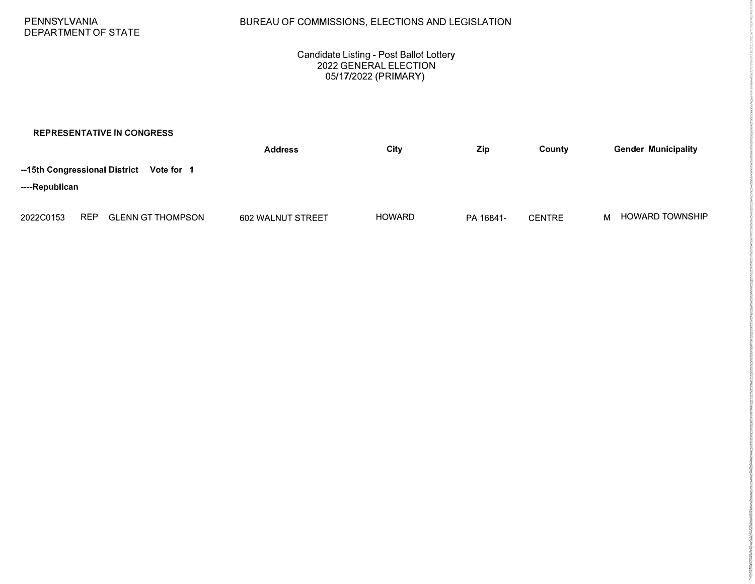PENNSYLVANIA
DEPARTMENT OF STATE

BUREAU OF COMMISSIONS, ELECTIONS AND LEGISLATION

Candidate Listing - Post Ballot Lottery
2022 GENERAL ELECTION
05/17/2022 (PRIMARY)

**REPRESENTATIVE IN CONGRESS**

**--15th Congressional District Vote for 1**

**----Republican**

| | | | Address | City | Zip | County | Gender | Municipality |
|---|---|---|---|---|---|---|---|---|
| 2022C0153 | REP | GLENN GT THOMPSON | 602 WALNUT STREET | HOWARD | PA 16841- | CENTRE | M | HOWARD TOWNSHIP |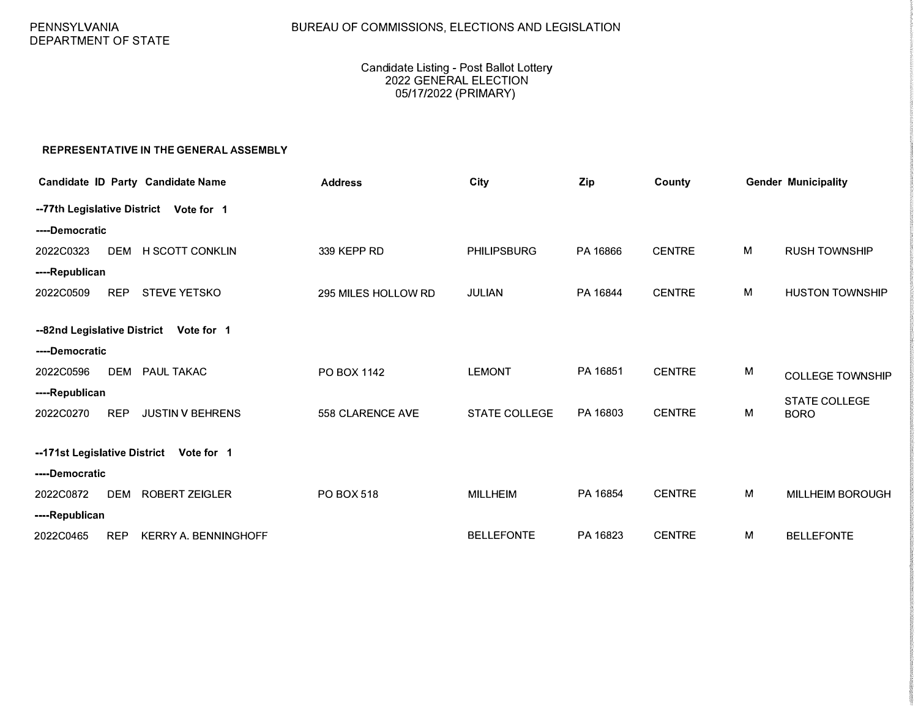PENNSYLVANIA
DEPARTMENT OF STATE

BUREAU OF COMMISSIONS, ELECTIONS AND LEGISLATION

Candidate Listing - Post Ballot Lottery
2022 GENERAL ELECTION
05/17/2022 (PRIMARY)

## REPRESENTATIVE IN THE GENERAL ASSEMBLY

| Candidate ID | Party | Candidate Name | Address | City | Zip | County | Gender | Municipality |
|---|---|---|---|---|---|---|---|---|
| **--77th Legislative District Vote for 1** | | | | | | | | |
| **----Democratic** | | | | | | | | |
| 2022C0323 | DEM | H SCOTT CONKLIN | 339 KEPP RD | PHILIPSBURG | PA 16866 | CENTRE | M | RUSH TOWNSHIP |
| **----Republican** | | | | | | | | |
| 2022C0509 | REP | STEVE YETSKO | 295 MILES HOLLOW RD | JULIAN | PA 16844 | CENTRE | M | HUSTON TOWNSHIP |
| **--82nd Legislative District Vote for 1** | | | | | | | | |
| **----Democratic** | | | | | | | | |
| 2022C0596 | DEM | PAUL TAKAC | PO BOX 1142 | LEMONT | PA 16851 | CENTRE | M | COLLEGE TOWNSHIP |
| **----Republican** | | | | | | | | |
| 2022C0270 | REP | JUSTIN V BEHRENS | 558 CLARENCE AVE | STATE COLLEGE | PA 16803 | CENTRE | M | STATE COLLEGE BORO |
| **--171st Legislative District Vote for 1** | | | | | | | | |
| **----Democratic** | | | | | | | | |
| 2022C0872 | DEM | ROBERT ZEIGLER | PO BOX 518 | MILLHEIM | PA 16854 | CENTRE | M | MILLHEIM BOROUGH |
| **----Republican** | | | | | | | | |
| 2022C0465 | REP | KERRY A. BENNINGHOFF | | BELLEFONTE | PA 16823 | CENTRE | M | BELLEFONTE |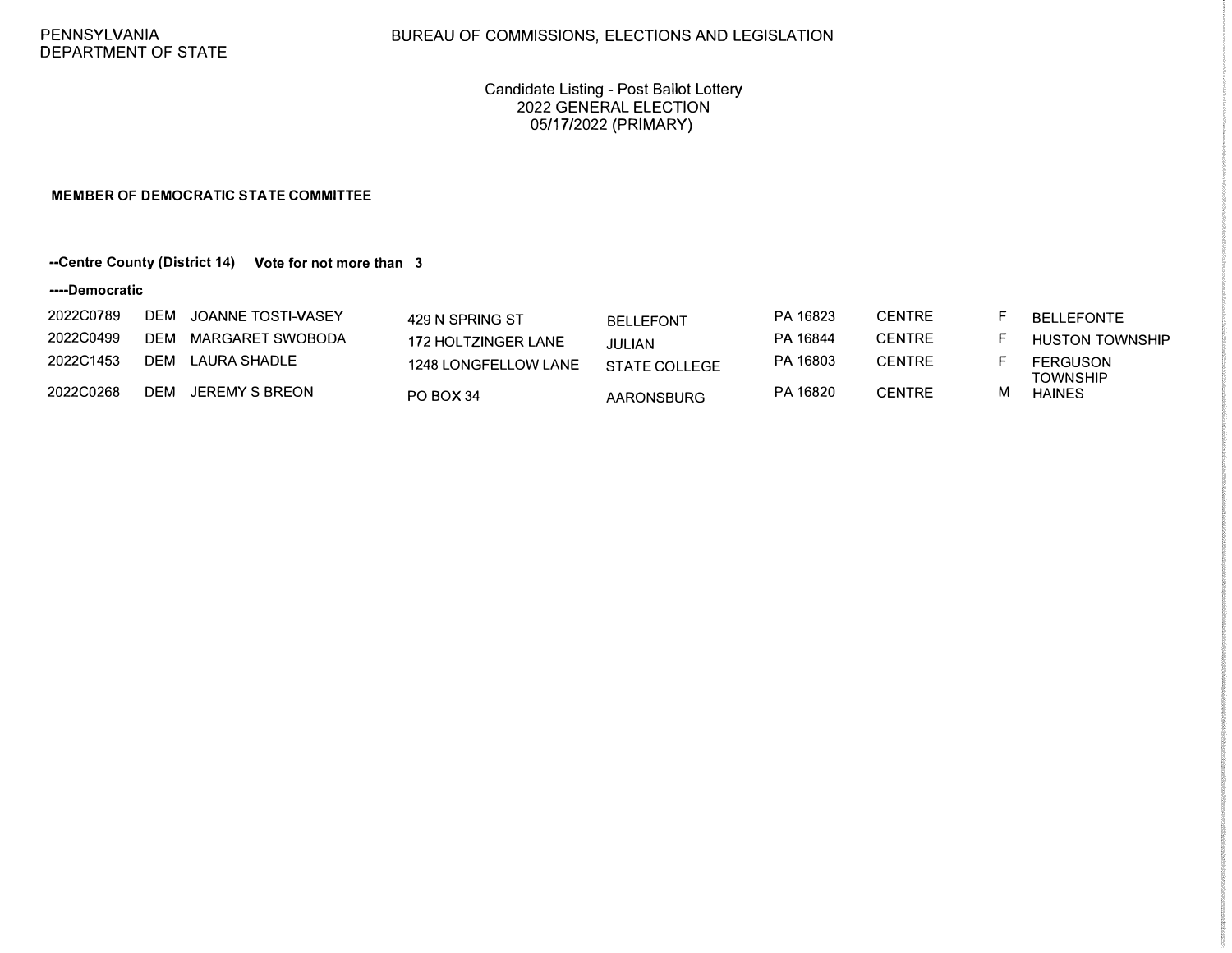PENNSYLVANIA
DEPARTMENT OF STATE

BUREAU OF COMMISSIONS, ELECTIONS AND LEGISLATION

Candidate Listing - Post Ballot Lottery
2022 GENERAL ELECTION
05/17/2022 (PRIMARY)

**MEMBER OF DEMOCRATIC STATE COMMITTEE**

**--Centre County (District 14)    Vote for not more than 3**

**----Democratic**

| | | | | | | | | |
|---|---|---|---|---|---|---|---|---|
| 2022C0789 | DEM | JOANNE TOSTI-VASEY | 429 N SPRING ST | BELLEFONT | PA 16823 | CENTRE | F | BELLEFONTE |
| 2022C0499 | DEM | MARGARET SWOBODA | 172 HOLTZINGER LANE | JULIAN | PA 16844 | CENTRE | F | HUSTON TOWNSHIP |
| 2022C1453 | DEM | LAURA SHADLE | 1248 LONGFELLOW LANE | STATE COLLEGE | PA 16803 | CENTRE | F | FERGUSON TOWNSHIP |
| 2022C0268 | DEM | JEREMY S BREON | PO BOX 34 | AARONSBURG | PA 16820 | CENTRE | M | HAINES |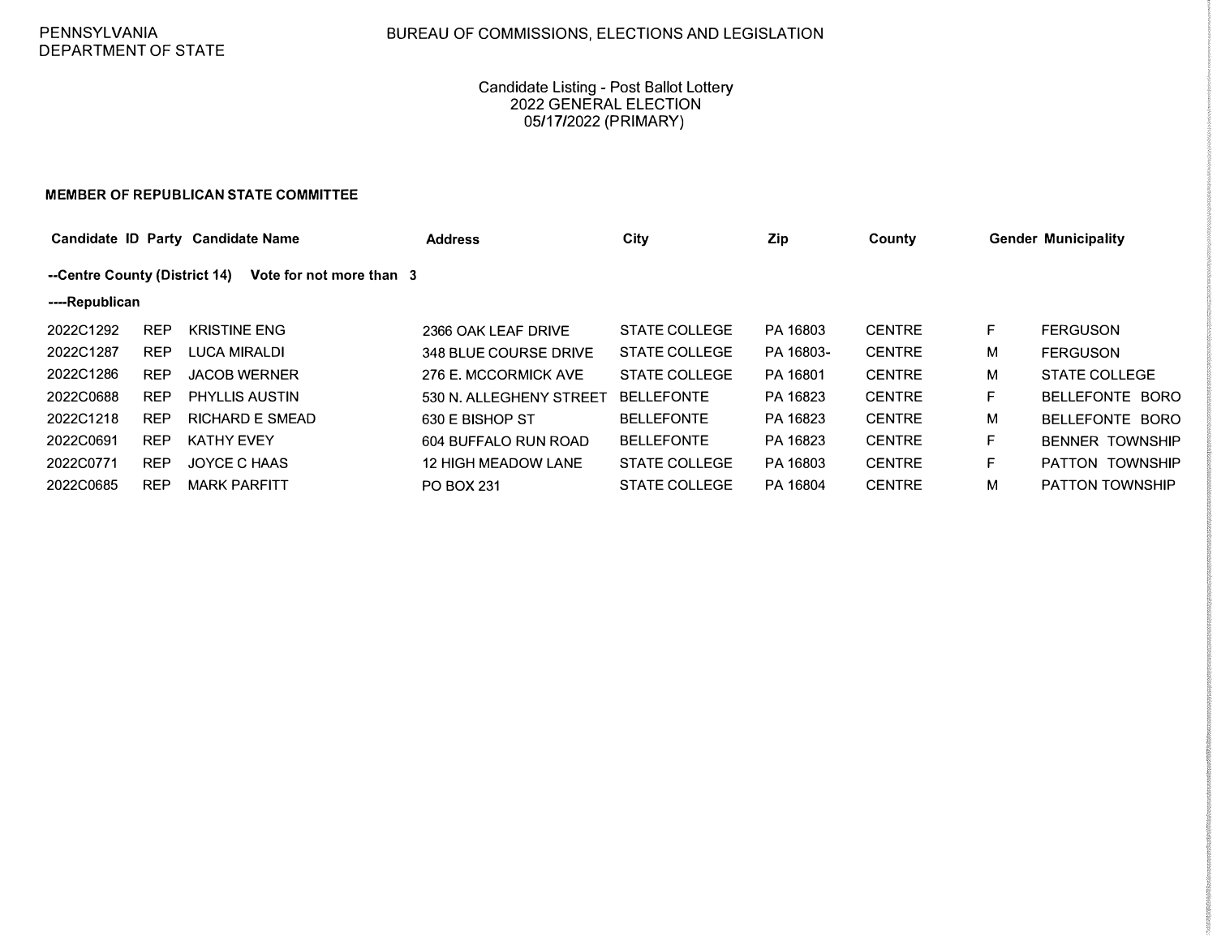PENNSYLVANIA
DEPARTMENT OF STATE

BUREAU OF COMMISSIONS, ELECTIONS AND LEGISLATION

Candidate Listing - Post Ballot Lottery
2022 GENERAL ELECTION
05/17/2022 (PRIMARY)

**MEMBER OF REPUBLICAN STATE COMMITTEE**

**--Centre County (District 14) Vote for not more than 3**

**----Republican**

| Candidate ID | Party | Candidate Name | Address | City | Zip | County | Gender | Municipality |
|---|---|---|---|---|---|---|---|---|
| 2022C1292 | REP | KRISTINE ENG | 2366 OAK LEAF DRIVE | STATE COLLEGE | PA 16803 | CENTRE | F | FERGUSON |
| 2022C1287 | REP | LUCA MIRALDI | 348 BLUE COURSE DRIVE | STATE COLLEGE | PA 16803- | CENTRE | M | FERGUSON |
| 2022C1286 | REP | JACOB WERNER | 276 E. MCCORMICK AVE | STATE COLLEGE | PA 16801 | CENTRE | M | STATE COLLEGE |
| 2022C0688 | REP | PHYLLIS AUSTIN | 530 N. ALLEGHENY STREET | BELLEFONTE | PA 16823 | CENTRE | F | BELLEFONTE BORO |
| 2022C1218 | REP | RICHARD E SMEAD | 630 E BISHOP ST | BELLEFONTE | PA 16823 | CENTRE | M | BELLEFONTE BORO |
| 2022C0691 | REP | KATHY EVEY | 604 BUFFALO RUN ROAD | BELLEFONTE | PA 16823 | CENTRE | F | BENNER TOWNSHIP |
| 2022C0771 | REP | JOYCE C HAAS | 12 HIGH MEADOW LANE | STATE COLLEGE | PA 16803 | CENTRE | F | PATTON TOWNSHIP |
| 2022C0685 | REP | MARK PARFITT | PO BOX 231 | STATE COLLEGE | PA 16804 | CENTRE | M | PATTON TOWNSHIP |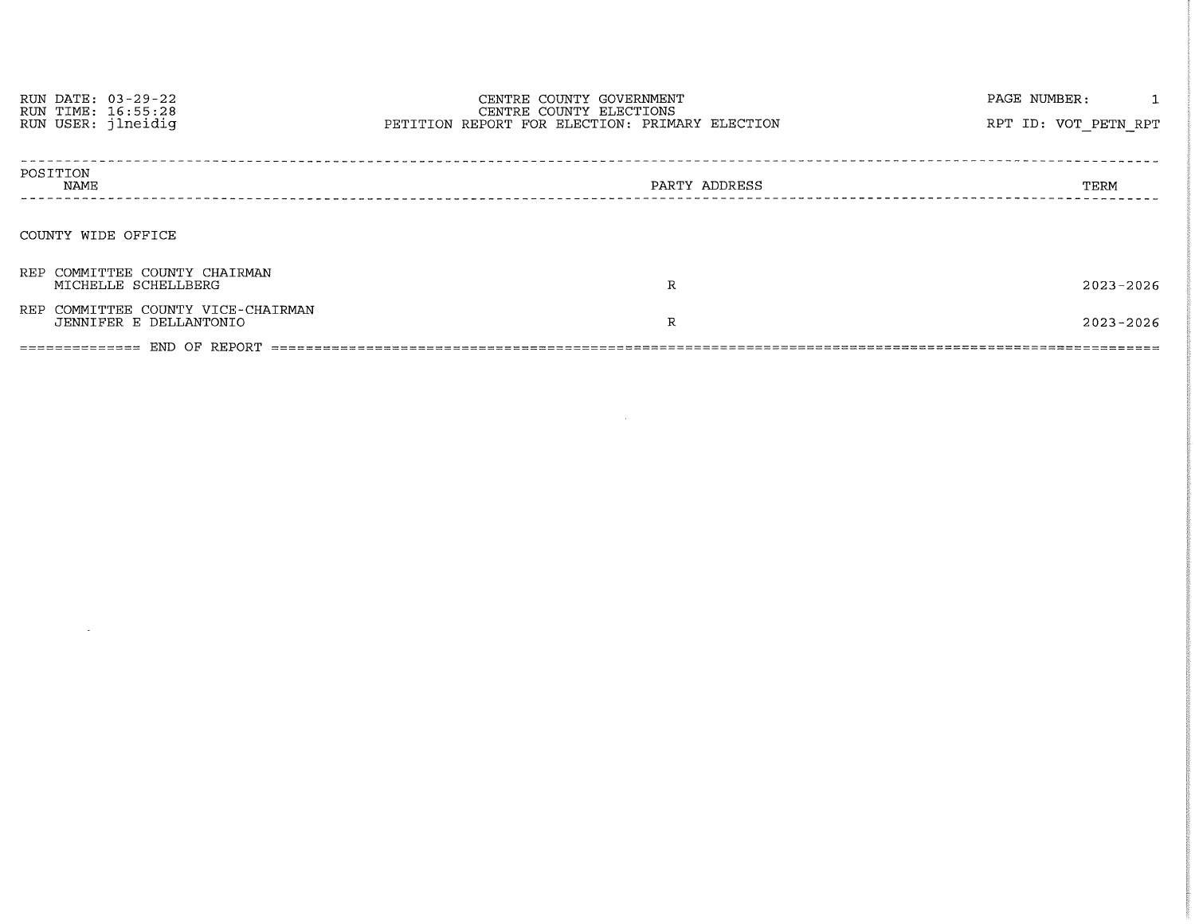RUN DATE: 03-29-22
RUN TIME: 16:55:28
RUN USER: jlneidig

CENTRE COUNTY GOVERNMENT
CENTRE COUNTY ELECTIONS
PETITION REPORT FOR ELECTION: PRIMARY ELECTION

RPT ID: VOT_PETN_RPT

| POSITION / NAME | PARTY | ADDRESS | TERM |
|---|---|---|---|
| **COUNTY WIDE OFFICE** | | | |
| REP COMMITTEE COUNTY CHAIRMAN | | | |
| MICHELLE SCHELLBERG | R | | 2023-2026 |
| REP COMMITTEE COUNTY VICE-CHAIRMAN | | | |
| JENNIFER E DELLANTONIO | R | | 2023-2026 |

============= END OF REPORT =============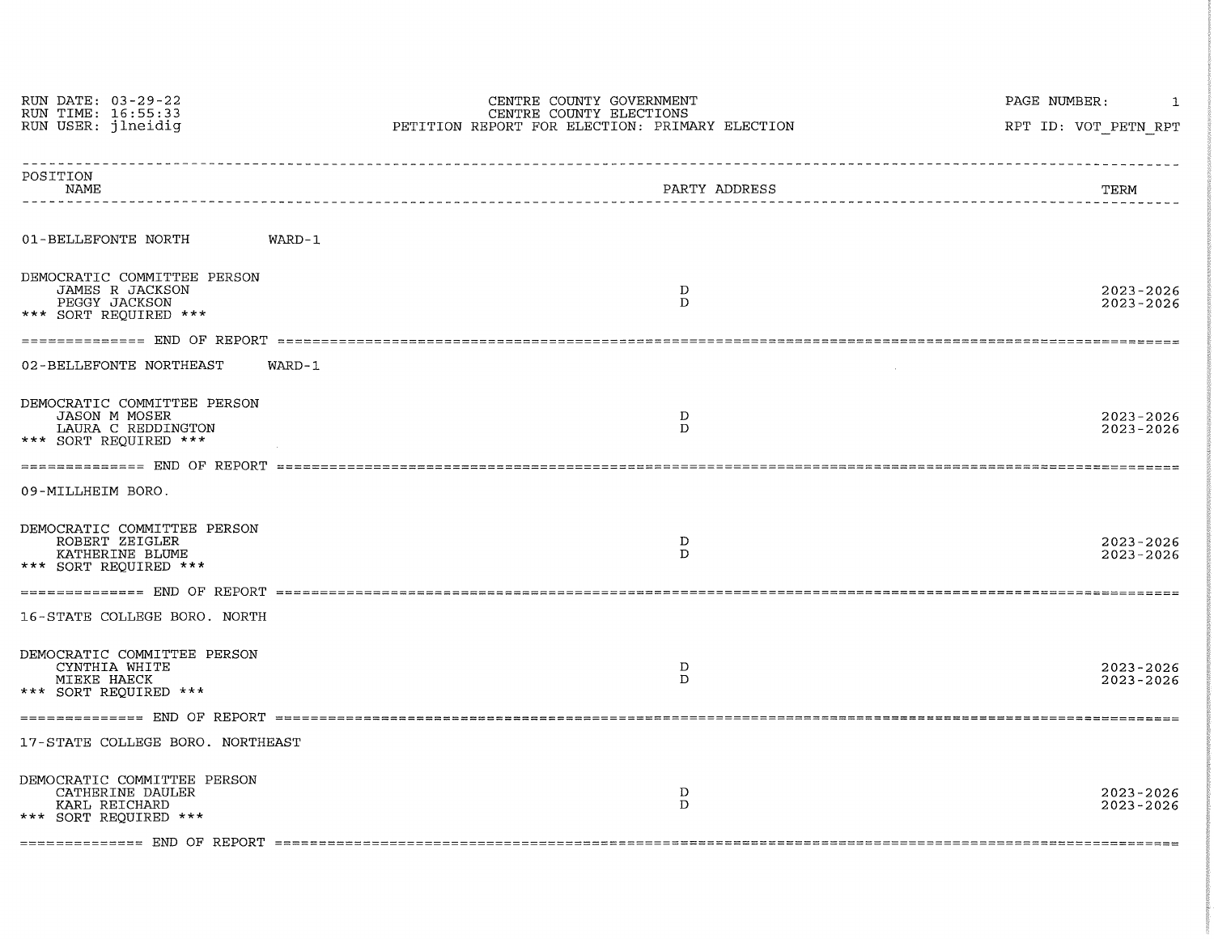RUN DATE: 03-29-22
RUN TIME: 16:55:33
RUN USER: jlneidig

CENTRE COUNTY GOVERNMENT
CENTRE COUNTY ELECTIONS
PETITION REPORT FOR ELECTION: PRIMARY ELECTION

RPT ID: VOT_PETN_RPT

| POSITION / NAME | PARTY ADDRESS | TERM |
|---|---|---|
| **01-BELLEFONTE NORTH WARD-1** | | |
| DEMOCRATIC COMMITTEE PERSON | | |
| JAMES R JACKSON | D | 2023-2026 |
| PEGGY JACKSON | D | 2023-2026 |
| *** SORT REQUIRED *** | | |

============= END OF REPORT =============

| POSITION / NAME | PARTY ADDRESS | TERM |
|---|---|---|
| **02-BELLEFONTE NORTHEAST WARD-1** | | |
| DEMOCRATIC COMMITTEE PERSON | | |
| JASON M MOSER | D | 2023-2026 |
| LAURA C REDDINGTON | D | 2023-2026 |
| *** SORT REQUIRED *** | | |

============= END OF REPORT =============

| POSITION / NAME | PARTY ADDRESS | TERM |
|---|---|---|
| **09-MILLHEIM BORO.** | | |
| DEMOCRATIC COMMITTEE PERSON | | |
| ROBERT ZEIGLER | D | 2023-2026 |
| KATHERINE BLUME | D | 2023-2026 |
| *** SORT REQUIRED *** | | |

============= END OF REPORT =============

| POSITION / NAME | PARTY ADDRESS | TERM |
|---|---|---|
| **16-STATE COLLEGE BORO. NORTH** | | |
| DEMOCRATIC COMMITTEE PERSON | | |
| CYNTHIA WHITE | D | 2023-2026 |
| MIEKE HAECK | D | 2023-2026 |
| *** SORT REQUIRED *** | | |

============= END OF REPORT =============

| POSITION / NAME | PARTY ADDRESS | TERM |
|---|---|---|
| **17-STATE COLLEGE BORO. NORTHEAST** | | |
| DEMOCRATIC COMMITTEE PERSON | | |
| CATHERINE DAULER | D | 2023-2026 |
| KARL REICHARD | D | 2023-2026 |
| *** SORT REQUIRED *** | | |

============= END OF REPORT =============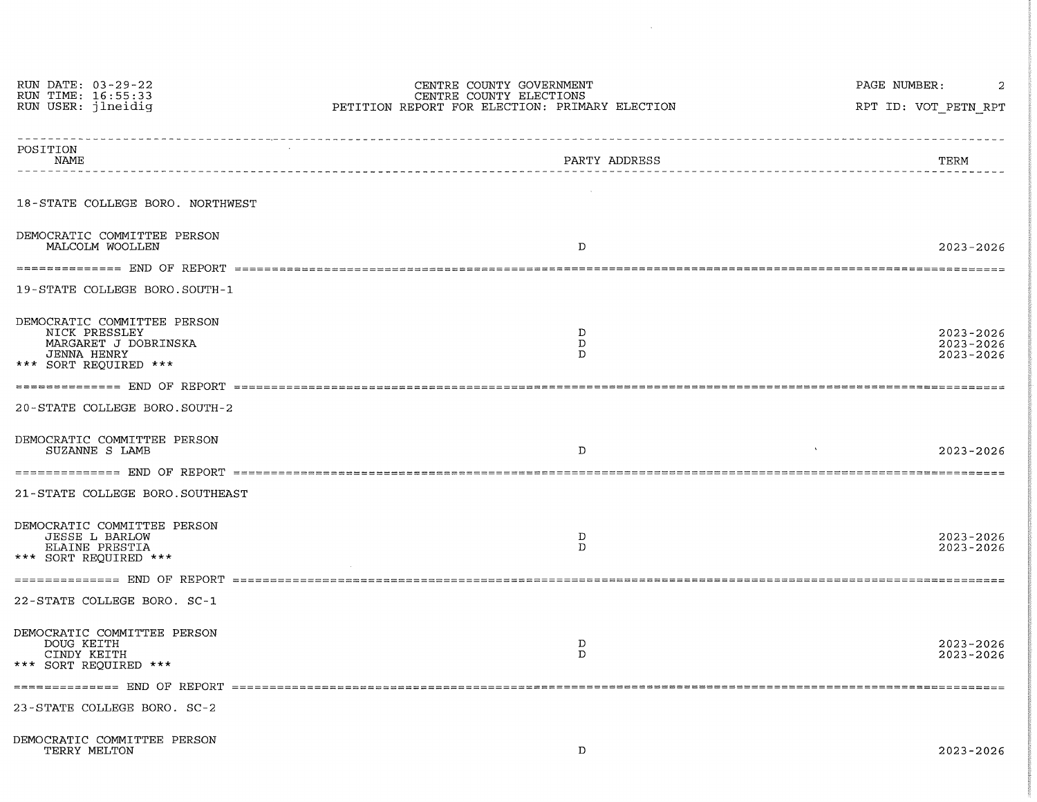CENTRE COUNTY GOVERNMENT
CENTRE COUNTY ELECTIONS
PETITION REPORT FOR ELECTION: PRIMARY ELECTION

RUN DATE: 03-29-22
RUN TIME: 16:55:33
RUN USER: jlneidig

RPT ID: VOT_PETN_RPT

| POSITION / NAME | PARTY ADDRESS | TERM |
|---|---|---|

## 18-STATE COLLEGE BORO. NORTHWEST

| DEMOCRATIC COMMITTEE PERSON | | |
|---|---|---|
| MALCOLM WOOLLEN | D | 2023-2026 |

============= END OF REPORT =============

## 19-STATE COLLEGE BORO.SOUTH-1

| DEMOCRATIC COMMITTEE PERSON | | |
|---|---|---|
| NICK PRESSLEY | D | 2023-2026 |
| MARGARET J DOBRINSKA | D | 2023-2026 |
| JENNA HENRY | D | 2023-2026 |

*** SORT REQUIRED ***

============= END OF REPORT =============

## 20-STATE COLLEGE BORO.SOUTH-2

| DEMOCRATIC COMMITTEE PERSON | | |
|---|---|---|
| SUZANNE S LAMB | D | 2023-2026 |

============= END OF REPORT =============

## 21-STATE COLLEGE BORO.SOUTHEAST

| DEMOCRATIC COMMITTEE PERSON | | |
|---|---|---|
| JESSE L BARLOW | D | 2023-2026 |
| ELAINE PRESTIA | D | 2023-2026 |

*** SORT REQUIRED ***

============= END OF REPORT =============

## 22-STATE COLLEGE BORO. SC-1

| DEMOCRATIC COMMITTEE PERSON | | |
|---|---|---|
| DOUG KEITH | D | 2023-2026 |
| CINDY KEITH | D | 2023-2026 |

*** SORT REQUIRED ***

============= END OF REPORT =============

## 23-STATE COLLEGE BORO. SC-2

| DEMOCRATIC COMMITTEE PERSON | | |
|---|---|---|
| TERRY MELTON | D | 2023-2026 |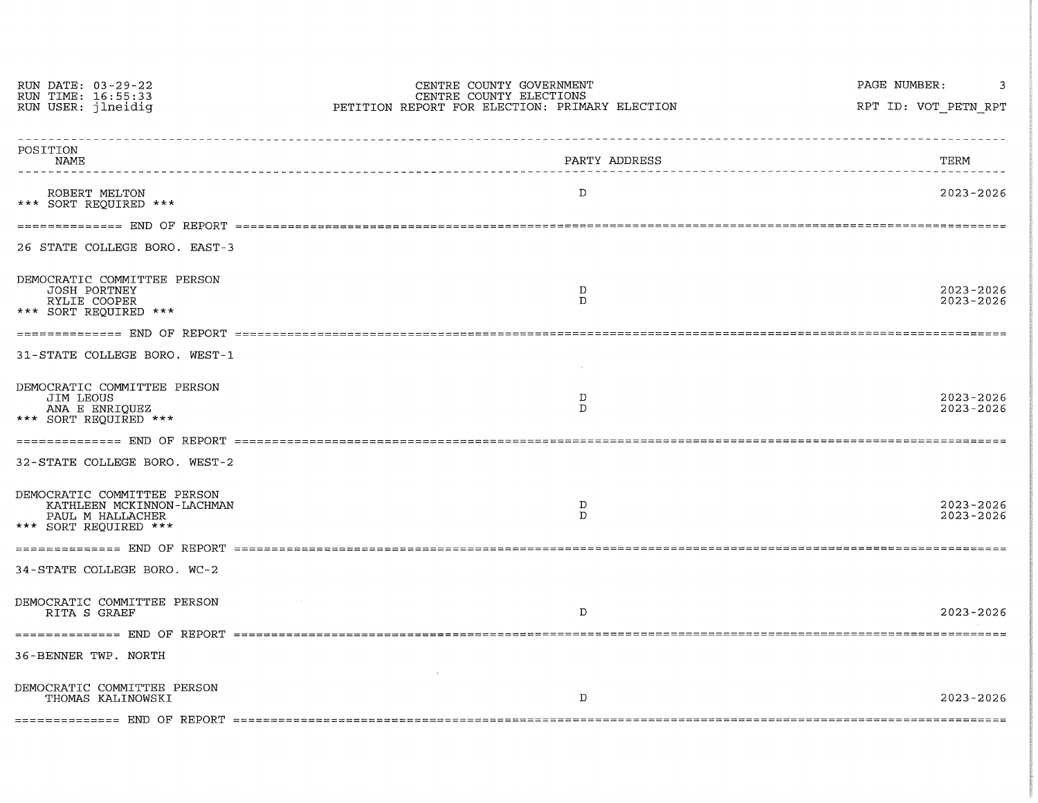| POSITION NAME | PARTY ADDRESS | TERM |
|---|---|---|
| ROBERT MELTON | D | 2023-2026 |

*** SORT REQUIRED ***

============= END OF REPORT =============

## 26 STATE COLLEGE BORO. EAST-3

| DEMOCRATIC COMMITTEE PERSON | | |
|---|---|---|
| JOSH PORTNEY | D | 2023-2026 |
| RYLIE COOPER | D | 2023-2026 |

*** SORT REQUIRED ***

============= END OF REPORT =============

## 31-STATE COLLEGE BORO. WEST-1

| DEMOCRATIC COMMITTEE PERSON | | |
|---|---|---|
| JIM LEOUS | D | 2023-2026 |
| ANA E ENRIQUEZ | D | 2023-2026 |

*** SORT REQUIRED ***

============= END OF REPORT =============

## 32-STATE COLLEGE BORO. WEST-2

| DEMOCRATIC COMMITTEE PERSON | | |
|---|---|---|
| KATHLEEN MCKINNON-LACHMAN | D | 2023-2026 |
| PAUL M HALLACHER | D | 2023-2026 |

*** SORT REQUIRED ***

============= END OF REPORT =============

## 34-STATE COLLEGE BORO. WC-2

| DEMOCRATIC COMMITTEE PERSON | | |
|---|---|---|
| RITA S GRAEF | D | 2023-2026 |

============= END OF REPORT =============

## 36-BENNER TWP. NORTH

| DEMOCRATIC COMMITTEE PERSON | | |
|---|---|---|
| THOMAS KALINOWSKI | D | 2023-2026 |

============= END OF REPORT =============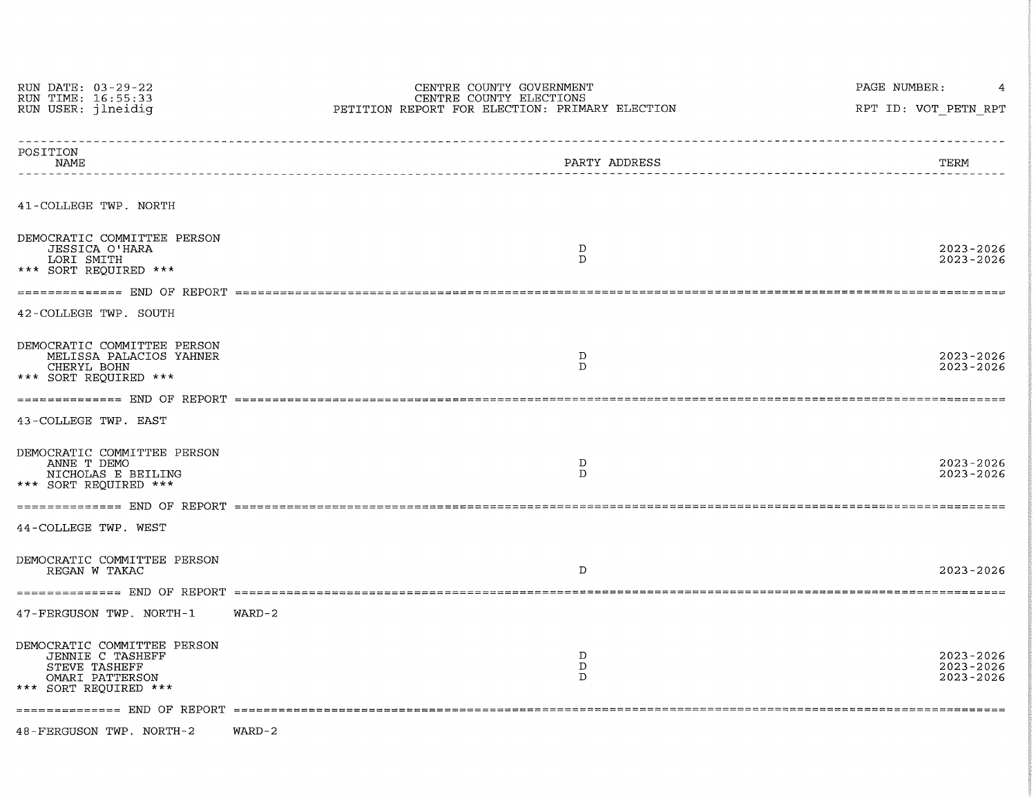| POSITION NAME | PARTY ADDRESS | TERM |
|---|---|---|
| **41-COLLEGE TWP. NORTH** | | |
| DEMOCRATIC COMMITTEE PERSON | | |
| JESSICA O'HARA | D | 2023-2026 |
| LORI SMITH | D | 2023-2026 |
| *** SORT REQUIRED *** | | |
| ============= END OF REPORT ============= | | |
| **42-COLLEGE TWP. SOUTH** | | |
| DEMOCRATIC COMMITTEE PERSON | | |
| MELISSA PALACIOS YAHNER | D | 2023-2026 |
| CHERYL BOHN | D | 2023-2026 |
| *** SORT REQUIRED *** | | |
| ============= END OF REPORT ============= | | |
| **43-COLLEGE TWP. EAST** | | |
| DEMOCRATIC COMMITTEE PERSON | | |
| ANNE T DEMO | D | 2023-2026 |
| NICHOLAS E BEILING | D | 2023-2026 |
| *** SORT REQUIRED *** | | |
| ============= END OF REPORT ============= | | |
| **44-COLLEGE TWP. WEST** | | |
| DEMOCRATIC COMMITTEE PERSON | | |
| REGAN W TAKAC | D | 2023-2026 |
| ============= END OF REPORT ============= | | |
| **47-FERGUSON TWP. NORTH-1 WARD-2** | | |
| DEMOCRATIC COMMITTEE PERSON | | |
| JENNIE C TASHEFF | D | 2023-2026 |
| STEVE TASHEFF | D | 2023-2026 |
| OMARI PATTERSON | D | 2023-2026 |
| *** SORT REQUIRED *** | | |
| ============= END OF REPORT ============= | | |
| **48-FERGUSON TWP. NORTH-2 WARD-2** | | |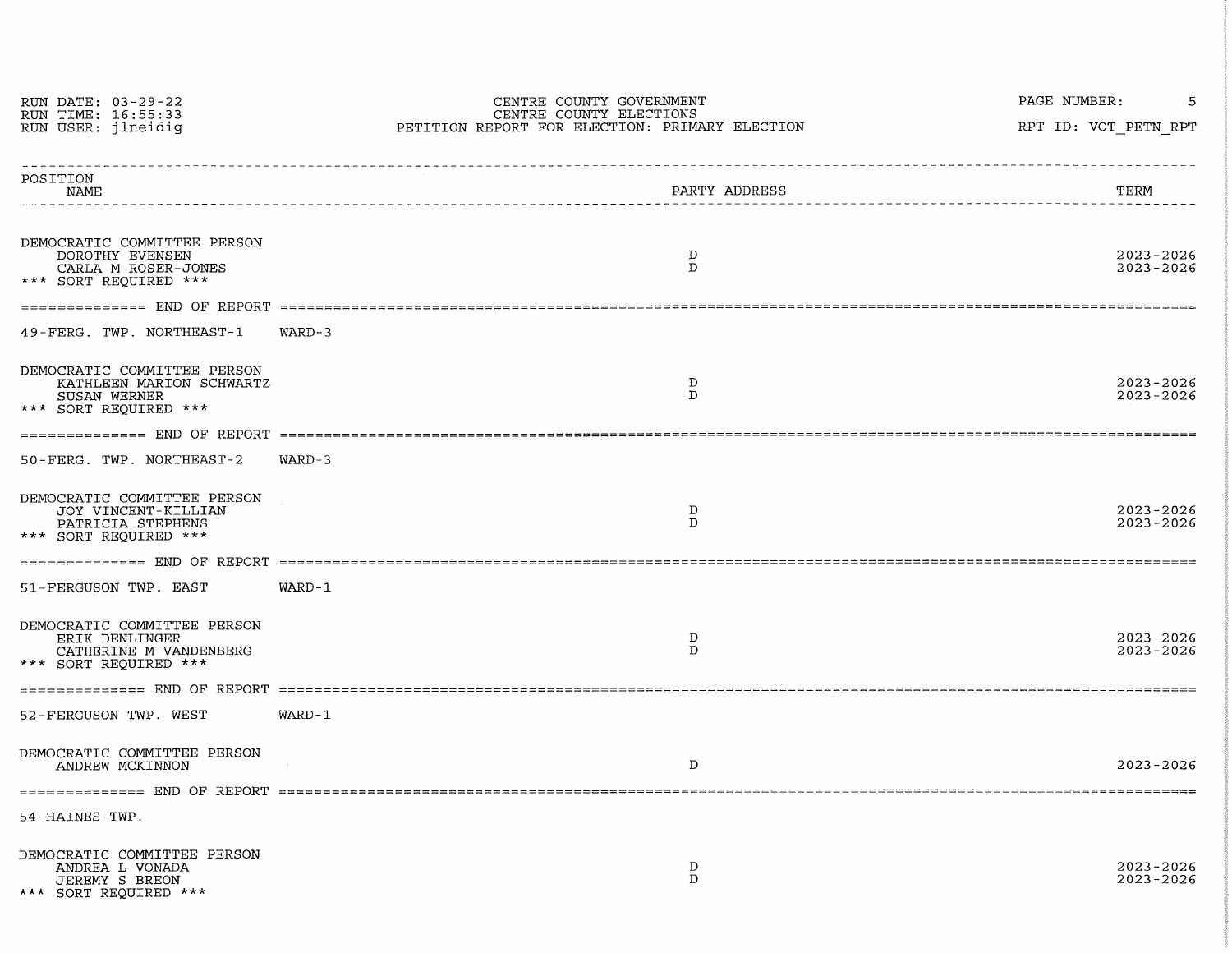RUN DATE: 03-29-22
RUN TIME: 16:55:33
RUN USER: jlneidig

CENTRE COUNTY GOVERNMENT
CENTRE COUNTY ELECTIONS
PETITION REPORT FOR ELECTION: PRIMARY ELECTION

RPT ID: VOT_PETN_RPT

| POSITION / NAME | PARTY ADDRESS | TERM |
|---|---|---|
| DEMOCRATIC COMMITTEE PERSON | | |
| DOROTHY EVENSEN | D | 2023-2026 |
| CARLA M ROSER-JONES | D | 2023-2026 |
| *** SORT REQUIRED *** | | |

============== END OF REPORT ==============

49-FERG. TWP. NORTHEAST-1 WARD-3

| POSITION / NAME | PARTY ADDRESS | TERM |
|---|---|---|
| DEMOCRATIC COMMITTEE PERSON | | |
| KATHLEEN MARION SCHWARTZ | D | 2023-2026 |
| SUSAN WERNER | D | 2023-2026 |
| *** SORT REQUIRED *** | | |

============== END OF REPORT ==============

50-FERG. TWP. NORTHEAST-2 WARD-3

| POSITION / NAME | PARTY ADDRESS | TERM |
|---|---|---|
| DEMOCRATIC COMMITTEE PERSON | | |
| JOY VINCENT-KILLIAN | D | 2023-2026 |
| PATRICIA STEPHENS | D | 2023-2026 |
| *** SORT REQUIRED *** | | |

============== END OF REPORT ==============

51-FERGUSON TWP. EAST WARD-1

| POSITION / NAME | PARTY ADDRESS | TERM |
|---|---|---|
| DEMOCRATIC COMMITTEE PERSON | | |
| ERIK DENLINGER | D | 2023-2026 |
| CATHERINE M VANDENBERG | D | 2023-2026 |
| *** SORT REQUIRED *** | | |

============== END OF REPORT ==============

52-FERGUSON TWP. WEST WARD-1

| POSITION / NAME | PARTY ADDRESS | TERM |
|---|---|---|
| DEMOCRATIC COMMITTEE PERSON | | |
| ANDREW MCKINNON | D | 2023-2026 |

============== END OF REPORT ==============

54-HAINES TWP.

| POSITION / NAME | PARTY ADDRESS | TERM |
|---|---|---|
| DEMOCRATIC COMMITTEE PERSON | | |
| ANDREA L VONADA | D | 2023-2026 |
| JEREMY S BREON | D | 2023-2026 |
| *** SORT REQUIRED *** | | |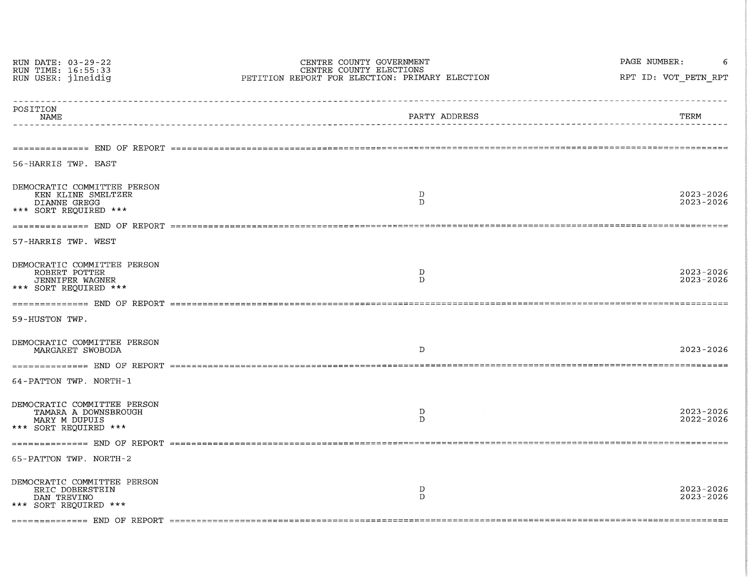RUN DATE: 03-29-22
RUN TIME: 16:55:33
RUN USER: jlneidig

CENTRE COUNTY GOVERNMENT
CENTRE COUNTY ELECTIONS
PETITION REPORT FOR ELECTION: PRIMARY ELECTION

RPT ID: VOT_PETN_RPT

| POSITION / NAME | PARTY ADDRESS | TERM |
|---|---|---|

============= END OF REPORT =============

## 56-HARRIS TWP. EAST

| POSITION / NAME | PARTY ADDRESS | TERM |
|---|---|---|
| DEMOCRATIC COMMITTEE PERSON | | |
| KEN KLINE SMELTZER | D | 2023-2026 |
| DIANNE GREGG | D | 2023-2026 |

\*\*\* SORT REQUIRED \*\*\*

============= END OF REPORT =============

## 57-HARRIS TWP. WEST

| POSITION / NAME | PARTY ADDRESS | TERM |
|---|---|---|
| DEMOCRATIC COMMITTEE PERSON | | |
| ROBERT POTTER | D | 2023-2026 |
| JENNIFER WAGNER | D | 2023-2026 |

\*\*\* SORT REQUIRED \*\*\*

============= END OF REPORT =============

## 59-HUSTON TWP.

| POSITION / NAME | PARTY ADDRESS | TERM |
|---|---|---|
| DEMOCRATIC COMMITTEE PERSON | | |
| MARGARET SWOBODA | D | 2023-2026 |

============= END OF REPORT =============

## 64-PATTON TWP. NORTH-1

| POSITION / NAME | PARTY ADDRESS | TERM |
|---|---|---|
| DEMOCRATIC COMMITTEE PERSON | | |
| TAMARA A DOWNSBROUGH | D | 2023-2026 |
| MARY M DUPUIS | D | 2022-2026 |

\*\*\* SORT REQUIRED \*\*\*

============= END OF REPORT =============

## 65-PATTON TWP. NORTH-2

| POSITION / NAME | PARTY ADDRESS | TERM |
|---|---|---|
| DEMOCRATIC COMMITTEE PERSON | | |
| ERIC DOBERSTEIN | D | 2023-2026 |
| DAN TREVINO | D | 2023-2026 |

\*\*\* SORT REQUIRED \*\*\*

============= END OF REPORT =============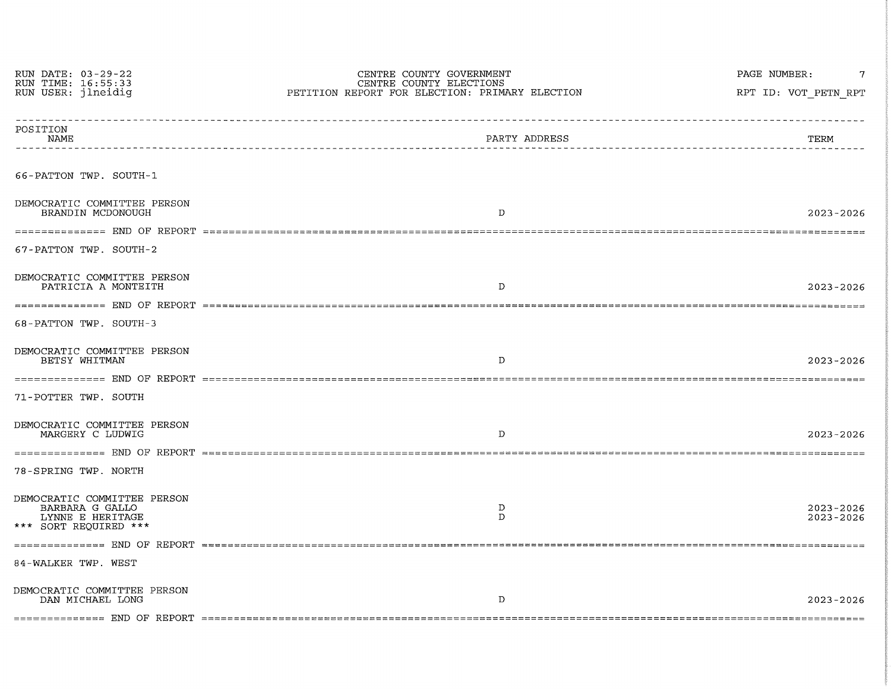| POSITION NAME | PARTY ADDRESS | TERM |
|---|---|---|

66-PATTON TWP. SOUTH-1

| DEMOCRATIC COMMITTEE PERSON | | |
|---|---|---|
| BRANDIN MCDONOUGH | D | 2023-2026 |

============== END OF REPORT ==============

67-PATTON TWP. SOUTH-2

| DEMOCRATIC COMMITTEE PERSON | | |
|---|---|---|
| PATRICIA A MONTEITH | D | 2023-2026 |

============== END OF REPORT ==============

68-PATTON TWP. SOUTH-3

| DEMOCRATIC COMMITTEE PERSON | | |
|---|---|---|
| BETSY WHITMAN | D | 2023-2026 |

============== END OF REPORT ==============

71-POTTER TWP. SOUTH

| DEMOCRATIC COMMITTEE PERSON | | |
|---|---|---|
| MARGERY C LUDWIG | D | 2023-2026 |

============== END OF REPORT ==============

78-SPRING TWP. NORTH

| DEMOCRATIC COMMITTEE PERSON | | |
|---|---|---|
| BARBARA G GALLO | D | 2023-2026 |
| LYNNE E HERITAGE | D | 2023-2026 |

*** SORT REQUIRED ***

============== END OF REPORT ==============

84-WALKER TWP. WEST

| DEMOCRATIC COMMITTEE PERSON | | |
|---|---|---|
| DAN MICHAEL LONG | D | 2023-2026 |

============== END OF REPORT ==============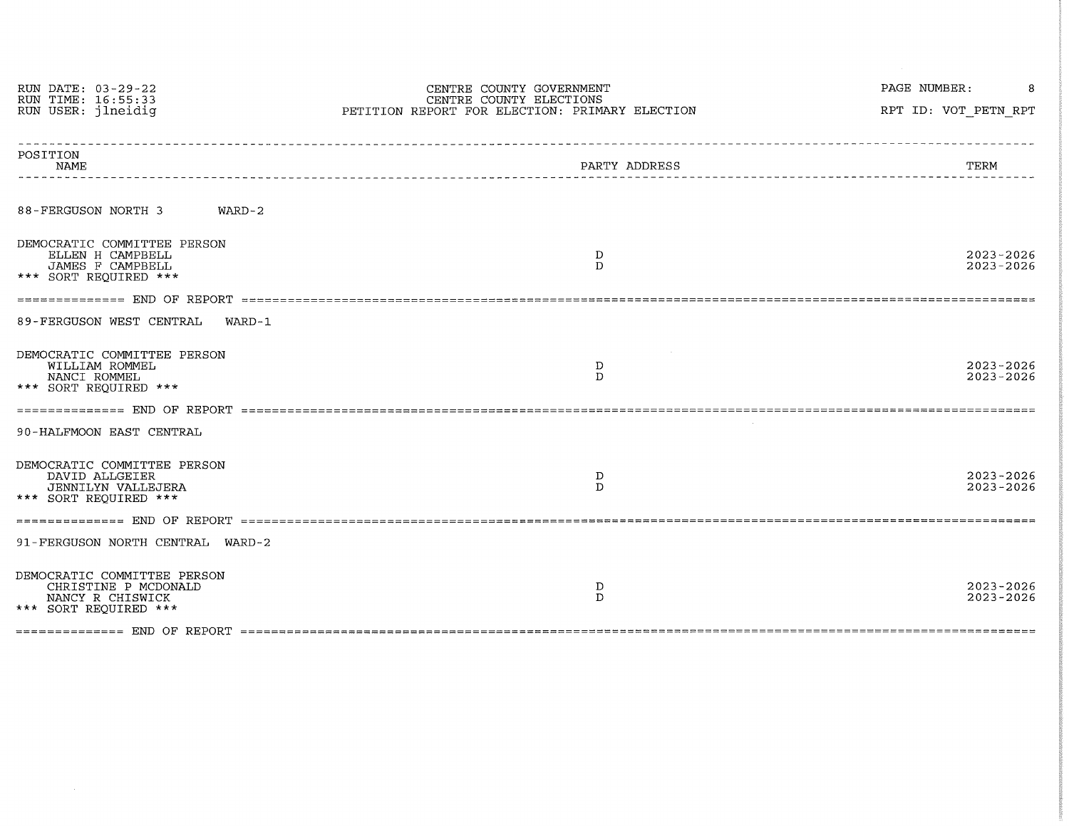RUN DATE: 03-29-22
RUN TIME: 16:55:33
RUN USER: jlneidig

CENTRE COUNTY GOVERNMENT
CENTRE COUNTY ELECTIONS
PETITION REPORT FOR ELECTION: PRIMARY ELECTION

RPT ID: VOT_PETN_RPT

| POSITION / NAME | PARTY ADDRESS | TERM |
|---|---|---|
| **88-FERGUSON NORTH 3 WARD-2** | | |
| DEMOCRATIC COMMITTEE PERSON | | |
| ELLEN H CAMPBELL | D | 2023-2026 |
| JAMES F CAMPBELL | D | 2023-2026 |
| *** SORT REQUIRED *** | | |

============= END OF REPORT =============

| POSITION / NAME | PARTY ADDRESS | TERM |
|---|---|---|
| **89-FERGUSON WEST CENTRAL WARD-1** | | |
| DEMOCRATIC COMMITTEE PERSON | | |
| WILLIAM ROMMEL | D | 2023-2026 |
| NANCI ROMMEL | D | 2023-2026 |
| *** SORT REQUIRED *** | | |

============= END OF REPORT =============

| POSITION / NAME | PARTY ADDRESS | TERM |
|---|---|---|
| **90-HALFMOON EAST CENTRAL** | | |
| DEMOCRATIC COMMITTEE PERSON | | |
| DAVID ALLGEIER | D | 2023-2026 |
| JENNILYN VALLEJERA | D | 2023-2026 |
| *** SORT REQUIRED *** | | |

============= END OF REPORT =============

| POSITION / NAME | PARTY ADDRESS | TERM |
|---|---|---|
| **91-FERGUSON NORTH CENTRAL WARD-2** | | |
| DEMOCRATIC COMMITTEE PERSON | | |
| CHRISTINE P MCDONALD | D | 2023-2026 |
| NANCY R CHISWICK | D | 2023-2026 |
| *** SORT REQUIRED *** | | |

============= END OF REPORT =============